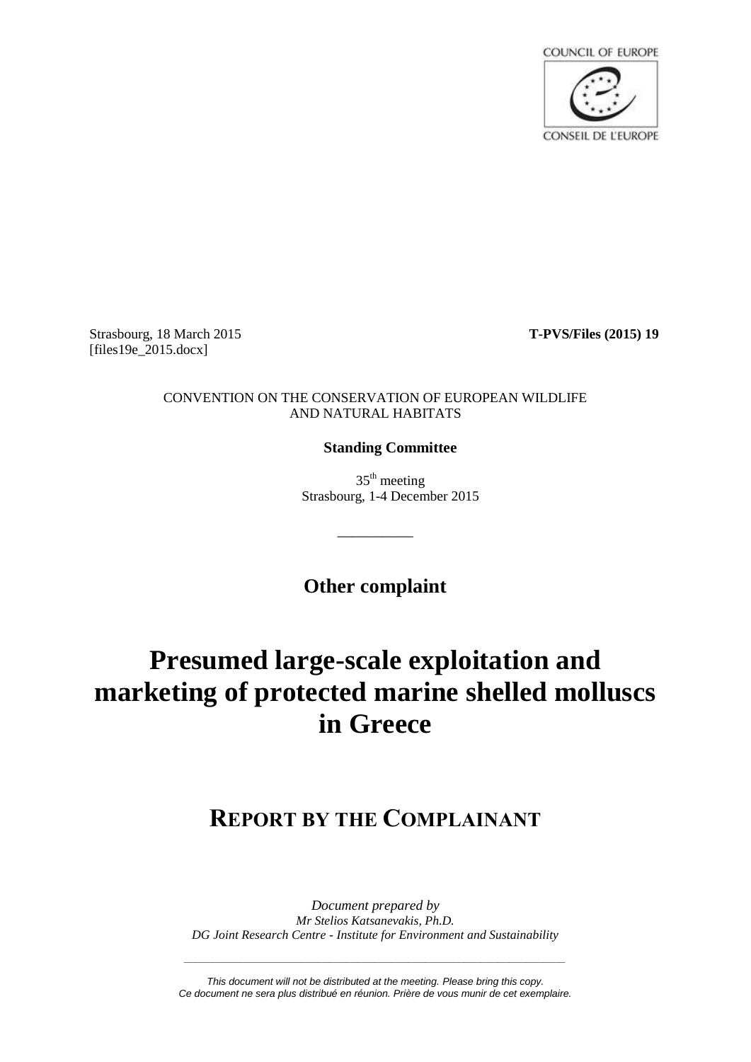COUNCIL OF EUROPE

CONSEIL DE L'EUROPE

Strasbourg, 18 March 2015
[files19e_2015.docx]

**T-PVS/Files (2015) 19**

CONVENTION ON THE CONSERVATION OF EUROPEAN WILDLIFE
AND NATURAL HABITATS

**Standing Committee**

35th meeting
Strasbourg, 1-4 December 2015

__________

**Other complaint**

# Presumed large-scale exploitation and marketing of protected marine shelled molluscs in Greece

## REPORT BY THE COMPLAINANT

*Document prepared by*
*Mr Stelios Katsanevakis, Ph.D.*
*DG Joint Research Centre - Institute for Environment and Sustainability*

---

*This document will not be distributed at the meeting. Please bring this copy.*
*Ce document ne sera plus distribué en réunion. Prière de vous munir de cet exemplaire.*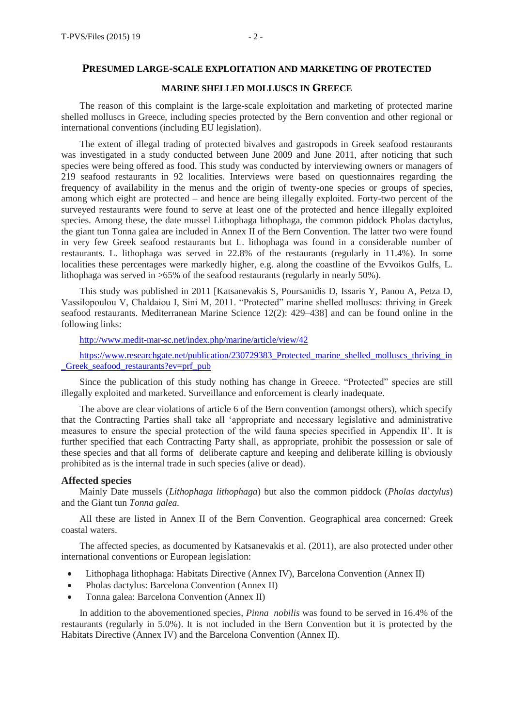## PRESUMED LARGE-SCALE EXPLOITATION AND MARKETING OF PROTECTED MARINE SHELLED MOLLUSCS IN GREECE

The reason of this complaint is the large-scale exploitation and marketing of protected marine shelled molluscs in Greece, including species protected by the Bern convention and other regional or international conventions (including EU legislation).

The extent of illegal trading of protected bivalves and gastropods in Greek seafood restaurants was investigated in a study conducted between June 2009 and June 2011, after noticing that such species were being offered as food. This study was conducted by interviewing owners or managers of 219 seafood restaurants in 92 localities. Interviews were based on questionnaires regarding the frequency of availability in the menus and the origin of twenty-one species or groups of species, among which eight are protected – and hence are being illegally exploited. Forty-two percent of the surveyed restaurants were found to serve at least one of the protected and hence illegally exploited species. Among these, the date mussel Lithophaga lithophaga, the common piddock Pholas dactylus, the giant tun Tonna galea are included in Annex II of the Bern Convention. The latter two were found in very few Greek seafood restaurants but L. lithophaga was found in a considerable number of restaurants. L. lithophaga was served in 22.8% of the restaurants (regularly in 11.4%). In some localities these percentages were markedly higher, e.g. along the coastline of the Evvoikos Gulfs, L. lithophaga was served in >65% of the seafood restaurants (regularly in nearly 50%).

This study was published in 2011 [Katsanevakis S, Poursanidis D, Issaris Y, Panou A, Petza D, Vassilopoulou V, Chaldaiou I, Sini M, 2011. "Protected" marine shelled molluscs: thriving in Greek seafood restaurants. Mediterranean Marine Science 12(2): 429–438] and can be found online in the following links:

http://www.medit-mar-sc.net/index.php/marine/article/view/42

https://www.researchgate.net/publication/230729383_Protected_marine_shelled_molluscs_thriving_in_Greek_seafood_restaurants?ev=prf_pub

Since the publication of this study nothing has change in Greece. "Protected" species are still illegally exploited and marketed. Surveillance and enforcement is clearly inadequate.

The above are clear violations of article 6 of the Bern convention (amongst others), which specify that the Contracting Parties shall take all 'appropriate and necessary legislative and administrative measures to ensure the special protection of the wild fauna species specified in Appendix II'. It is further specified that each Contracting Party shall, as appropriate, prohibit the possession or sale of these species and that all forms of deliberate capture and keeping and deliberate killing is obviously prohibited as is the internal trade in such species (alive or dead).

### Affected species

Mainly Date mussels (*Lithophaga lithophaga*) but also the common piddock (*Pholas dactylus*) and the Giant tun *Tonna galea.*

All these are listed in Annex II of the Bern Convention. Geographical area concerned: Greek coastal waters.

The affected species, as documented by Katsanevakis et al. (2011), are also protected under other international conventions or European legislation:

- Lithophaga lithophaga: Habitats Directive (Annex IV), Barcelona Convention (Annex II)
- Pholas dactylus: Barcelona Convention (Annex II)
- Tonna galea: Barcelona Convention (Annex II)

In addition to the abovementioned species, *Pinna nobilis* was found to be served in 16.4% of the restaurants (regularly in 5.0%). It is not included in the Bern Convention but it is protected by the Habitats Directive (Annex IV) and the Barcelona Convention (Annex II).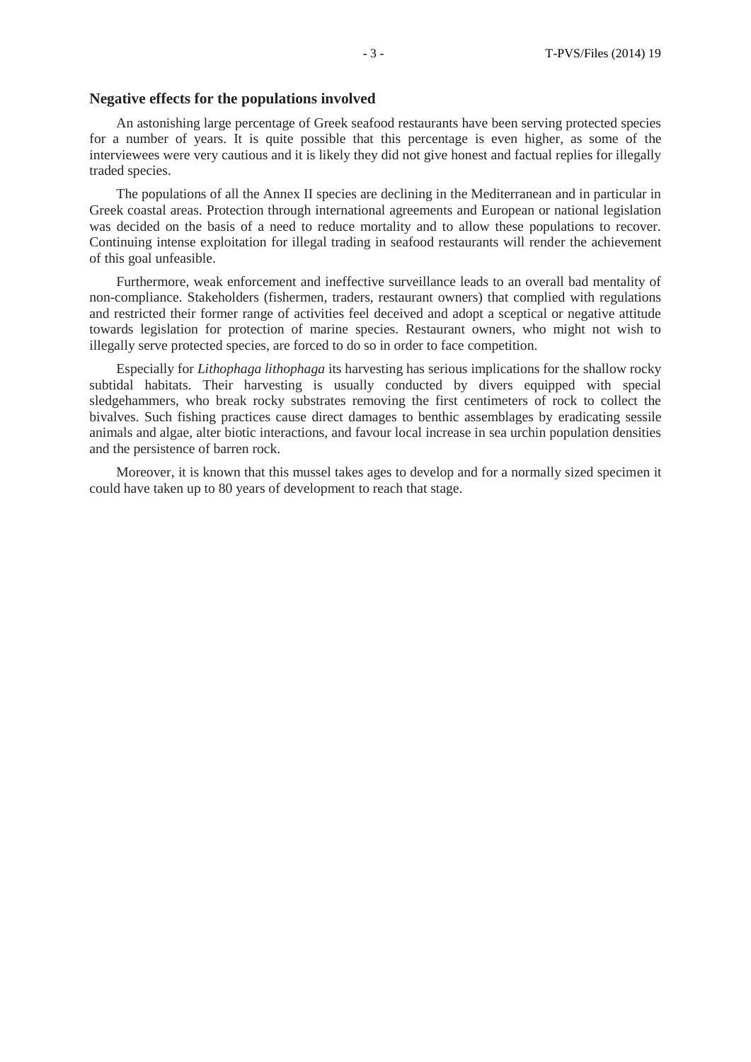## Negative effects for the populations involved

An astonishing large percentage of Greek seafood restaurants have been serving protected species for a number of years. It is quite possible that this percentage is even higher, as some of the interviewees were very cautious and it is likely they did not give honest and factual replies for illegally traded species.

The populations of all the Annex II species are declining in the Mediterranean and in particular in Greek coastal areas. Protection through international agreements and European or national legislation was decided on the basis of a need to reduce mortality and to allow these populations to recover. Continuing intense exploitation for illegal trading in seafood restaurants will render the achievement of this goal unfeasible.

Furthermore, weak enforcement and ineffective surveillance leads to an overall bad mentality of non-compliance. Stakeholders (fishermen, traders, restaurant owners) that complied with regulations and restricted their former range of activities feel deceived and adopt a sceptical or negative attitude towards legislation for protection of marine species. Restaurant owners, who might not wish to illegally serve protected species, are forced to do so in order to face competition.

Especially for *Lithophaga lithophaga* its harvesting has serious implications for the shallow rocky subtidal habitats. Their harvesting is usually conducted by divers equipped with special sledgehammers, who break rocky substrates removing the first centimeters of rock to collect the bivalves. Such fishing practices cause direct damages to benthic assemblages by eradicating sessile animals and algae, alter biotic interactions, and favour local increase in sea urchin population densities and the persistence of barren rock.

Moreover, it is known that this mussel takes ages to develop and for a normally sized specimen it could have taken up to 80 years of development to reach that stage.